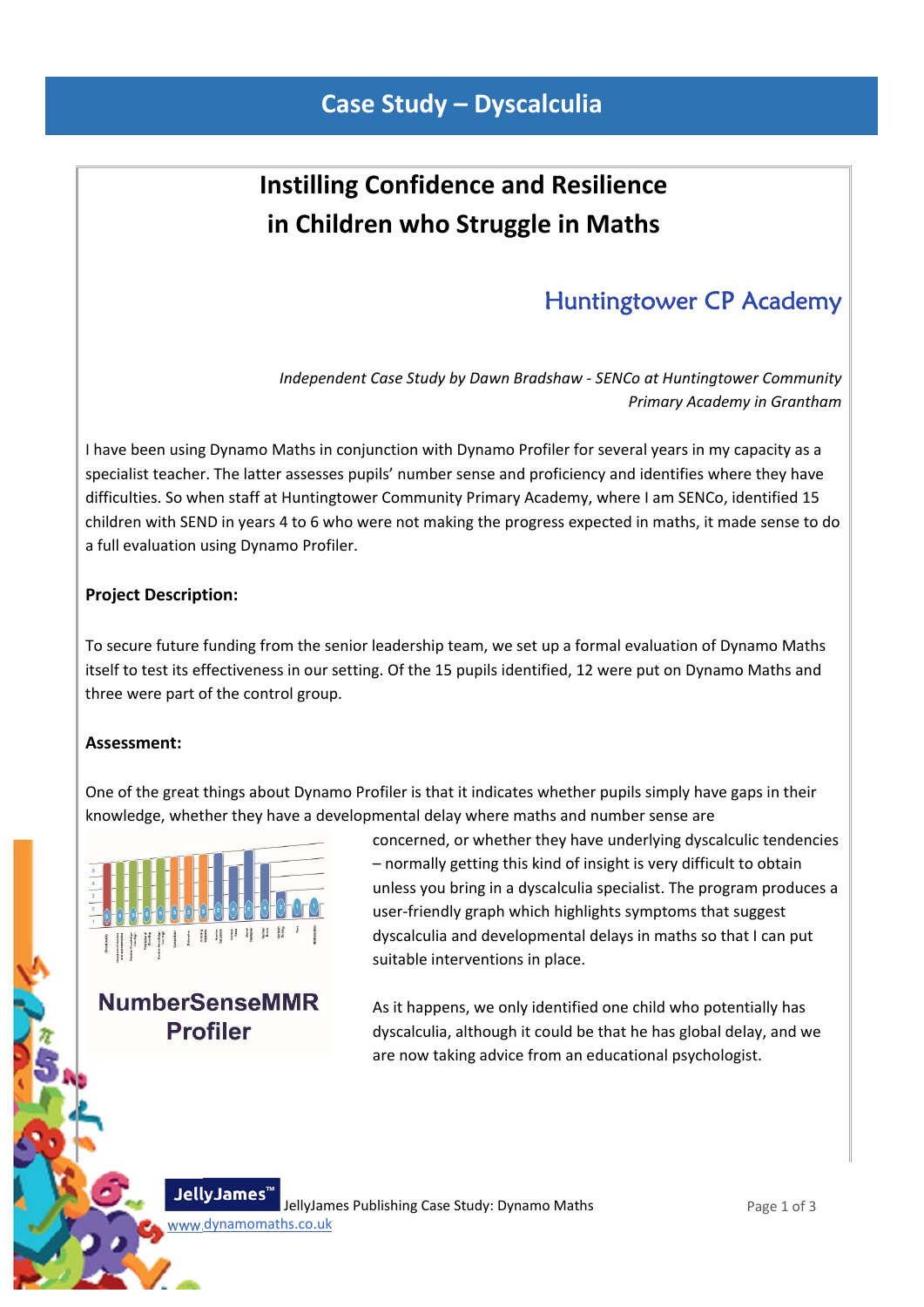# Case Study – Dyscalculia

## Instilling Confidence and Resilience in Children who Struggle in Maths

### Huntingtower CP Academy

*Independent Case Study by Dawn Bradshaw - SENCo at Huntingtower Community Primary Academy in Grantham*

I have been using Dynamo Maths in conjunction with Dynamo Profiler for several years in my capacity as a specialist teacher. The latter assesses pupils' number sense and proficiency and identifies where they have difficulties. So when staff at Huntingtower Community Primary Academy, where I am SENCo, identified 15 children with SEND in years 4 to 6 who were not making the progress expected in maths, it made sense to do a full evaluation using Dynamo Profiler.

**Project Description:**

To secure future funding from the senior leadership team, we set up a formal evaluation of Dynamo Maths itself to test its effectiveness in our setting. Of the 15 pupils identified, 12 were put on Dynamo Maths and three were part of the control group.

**Assessment:**

One of the great things about Dynamo Profiler is that it indicates whether pupils simply have gaps in their knowledge, whether they have a developmental delay where maths and number sense are concerned, or whether they have underlying dyscalculic tendencies – normally getting this kind of insight is very difficult to obtain unless you bring in a dyscalculia specialist. The program produces a user-friendly graph which highlights symptoms that suggest dyscalculia and developmental delays in maths so that I can put suitable interventions in place.

NumberSenseMMR Profiler

As it happens, we only identified one child who potentially has dyscalculia, although it could be that he has global delay, and we are now taking advice from an educational psychologist.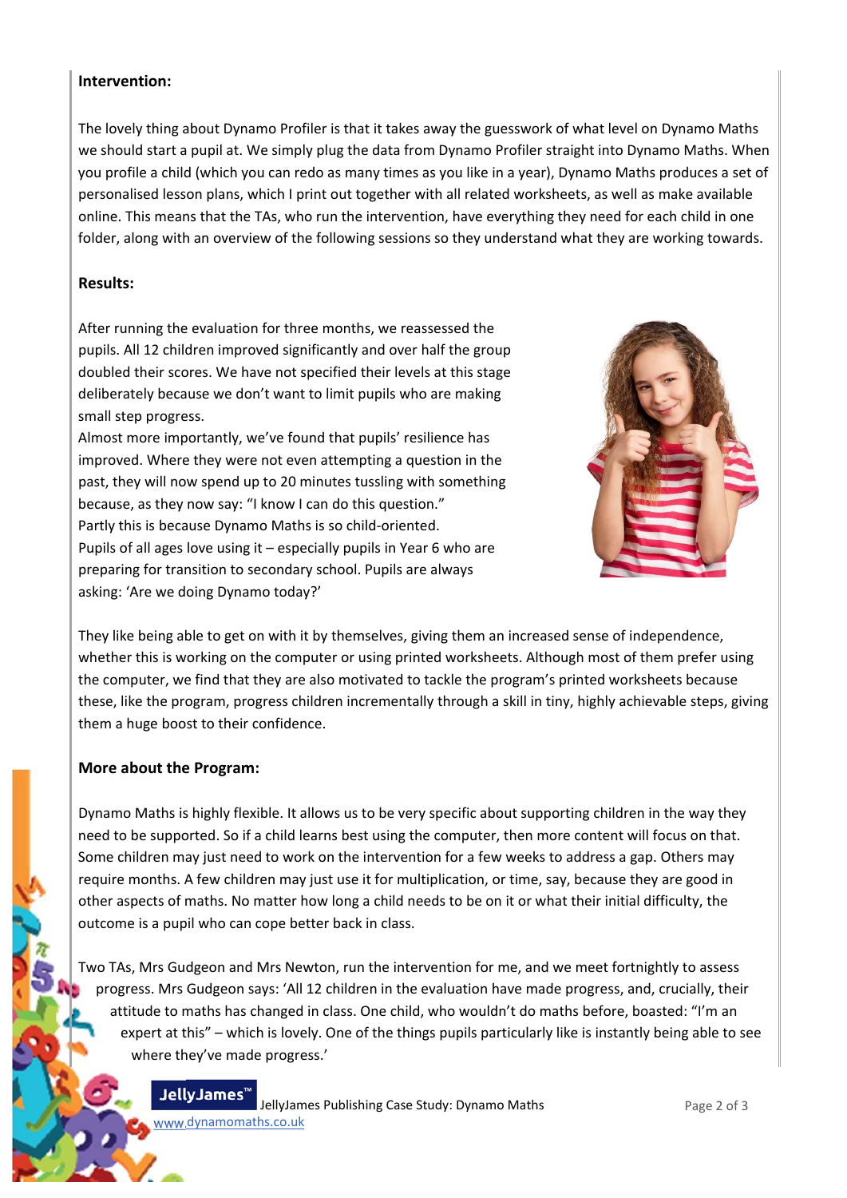**Intervention:**

The lovely thing about Dynamo Profiler is that it takes away the guesswork of what level on Dynamo Maths we should start a pupil at. We simply plug the data from Dynamo Profiler straight into Dynamo Maths. When you profile a child (which you can redo as many times as you like in a year), Dynamo Maths produces a set of personalised lesson plans, which I print out together with all related worksheets, as well as make available online. This means that the TAs, who run the intervention, have everything they need for each child in one folder, along with an overview of the following sessions so they understand what they are working towards.

**Results:**

After running the evaluation for three months, we reassessed the pupils. All 12 children improved significantly and over half the group doubled their scores. We have not specified their levels at this stage deliberately because we don't want to limit pupils who are making small step progress.

Almost more importantly, we've found that pupils' resilience has improved. Where they were not even attempting a question in the past, they will now spend up to 20 minutes tussling with something because, as they now say: "I know I can do this question."

Partly this is because Dynamo Maths is so child-oriented.

Pupils of all ages love using it – especially pupils in Year 6 who are preparing for transition to secondary school. Pupils are always asking: 'Are we doing Dynamo today?'

They like being able to get on with it by themselves, giving them an increased sense of independence, whether this is working on the computer or using printed worksheets. Although most of them prefer using the computer, we find that they are also motivated to tackle the program's printed worksheets because these, like the program, progress children incrementally through a skill in tiny, highly achievable steps, giving them a huge boost to their confidence.

**More about the Program:**

Dynamo Maths is highly flexible. It allows us to be very specific about supporting children in the way they need to be supported. So if a child learns best using the computer, then more content will focus on that. Some children may just need to work on the intervention for a few weeks to address a gap. Others may require months. A few children may just use it for multiplication, or time, say, because they are good in other aspects of maths. No matter how long a child needs to be on it or what their initial difficulty, the outcome is a pupil who can cope better back in class.

Two TAs, Mrs Gudgeon and Mrs Newton, run the intervention for me, and we meet fortnightly to assess progress. Mrs Gudgeon says: 'All 12 children in the evaluation have made progress, and, crucially, their attitude to maths has changed in class. One child, who wouldn't do maths before, boasted: "I'm an expert at this" – which is lovely. One of the things pupils particularly like is instantly being able to see where they've made progress.'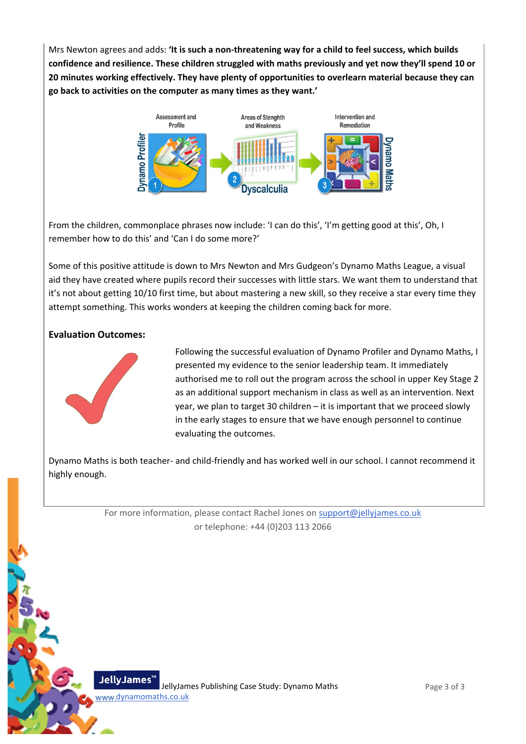Mrs Newton agrees and adds: **'It is such a non-threatening way for a child to feel success, which builds confidence and resilience. These children struggled with maths previously and yet now they'll spend 10 or 20 minutes working effectively. They have plenty of opportunities to overlearn material because they can go back to activities on the computer as many times as they want.'**

Assessment and Profile
Areas of Stength and Weakness
Intervention and Remediation
Dynamo Profiler
1
2
Dyscalculia
3
Dynamo Maths

From the children, commonplace phrases now include: 'I can do this', 'I'm getting good at this', Oh, I remember how to do this' and 'Can I do some more?'

Some of this positive attitude is down to Mrs Newton and Mrs Gudgeon's Dynamo Maths League, a visual aid they have created where pupils record their successes with little stars. We want them to understand that it's not about getting 10/10 first time, but about mastering a new skill, so they receive a star every time they attempt something. This works wonders at keeping the children coming back for more.

**Evaluation Outcomes:**

Following the successful evaluation of Dynamo Profiler and Dynamo Maths, I presented my evidence to the senior leadership team. It immediately authorised me to roll out the program across the school in upper Key Stage 2 as an additional support mechanism in class as well as an intervention. Next year, we plan to target 30 children – it is important that we proceed slowly in the early stages to ensure that we have enough personnel to continue evaluating the outcomes.

Dynamo Maths is both teacher- and child-friendly and has worked well in our school. I cannot recommend it highly enough.

For more information, please contact Rachel Jones on support@jellyjames.co.uk
or telephone: +44 (0)203 113 2066